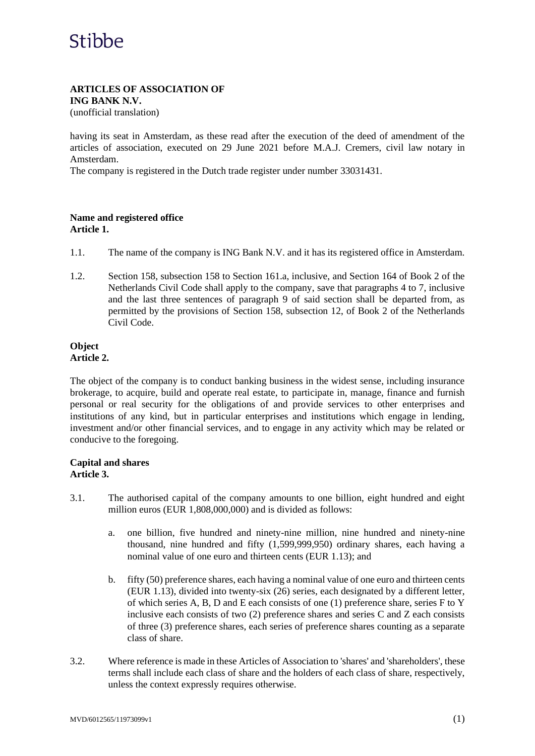Stibbe

**ARTICLES OF ASSOCIATION OF**
**ING BANK N.V.**
(unofficial translation)

having its seat in Amsterdam, as these read after the execution of the deed of amendment of the articles of association, executed on 29 June 2021 before M.A.J. Cremers, civil law notary in Amsterdam.
The company is registered in the Dutch trade register under number 33031431.

**Name and registered office**
**Article 1.**

1.1. The name of the company is ING Bank N.V. and it has its registered office in Amsterdam.

1.2. Section 158, subsection 158 to Section 161.a, inclusive, and Section 164 of Book 2 of the Netherlands Civil Code shall apply to the company, save that paragraphs 4 to 7, inclusive and the last three sentences of paragraph 9 of said section shall be departed from, as permitted by the provisions of Section 158, subsection 12, of Book 2 of the Netherlands Civil Code.

**Object**
**Article 2.**

The object of the company is to conduct banking business in the widest sense, including insurance brokerage, to acquire, build and operate real estate, to participate in, manage, finance and furnish personal or real security for the obligations of and provide services to other enterprises and institutions of any kind, but in particular enterprises and institutions which engage in lending, investment and/or other financial services, and to engage in any activity which may be related or conducive to the foregoing.

**Capital and shares**
**Article 3.**

3.1. The authorised capital of the company amounts to one billion, eight hundred and eight million euros (EUR 1,808,000,000) and is divided as follows:

a. one billion, five hundred and ninety-nine million, nine hundred and ninety-nine thousand, nine hundred and fifty (1,599,999,950) ordinary shares, each having a nominal value of one euro and thirteen cents (EUR 1.13); and

b. fifty (50) preference shares, each having a nominal value of one euro and thirteen cents (EUR 1.13), divided into twenty-six (26) series, each designated by a different letter, of which series A, B, D and E each consists of one (1) preference share, series F to Y inclusive each consists of two (2) preference shares and series C and Z each consists of three (3) preference shares, each series of preference shares counting as a separate class of share.

3.2. Where reference is made in these Articles of Association to 'shares' and 'shareholders', these terms shall include each class of share and the holders of each class of share, respectively, unless the context expressly requires otherwise.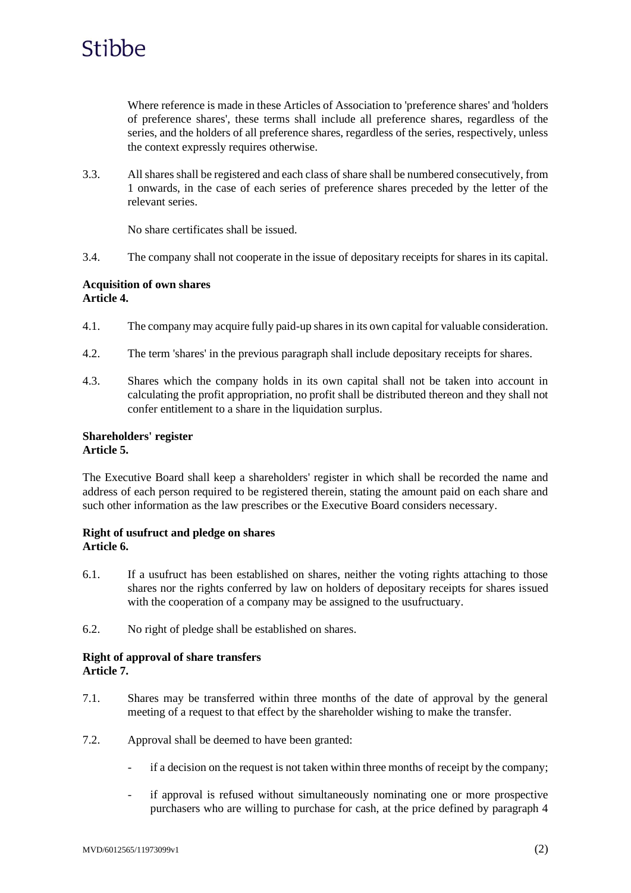Where reference is made in these Articles of Association to 'preference shares' and 'holders of preference shares', these terms shall include all preference shares, regardless of the series, and the holders of all preference shares, regardless of the series, respectively, unless the context expressly requires otherwise.

3.3. All shares shall be registered and each class of share shall be numbered consecutively, from 1 onwards, in the case of each series of preference shares preceded by the letter of the relevant series.

No share certificates shall be issued.

3.4. The company shall not cooperate in the issue of depositary receipts for shares in its capital.

**Acquisition of own shares**
**Article 4.**

4.1. The company may acquire fully paid-up shares in its own capital for valuable consideration.

4.2. The term 'shares' in the previous paragraph shall include depositary receipts for shares.

4.3. Shares which the company holds in its own capital shall not be taken into account in calculating the profit appropriation, no profit shall be distributed thereon and they shall not confer entitlement to a share in the liquidation surplus.

**Shareholders' register**
**Article 5.**

The Executive Board shall keep a shareholders' register in which shall be recorded the name and address of each person required to be registered therein, stating the amount paid on each share and such other information as the law prescribes or the Executive Board considers necessary.

**Right of usufruct and pledge on shares**
**Article 6.**

6.1. If a usufruct has been established on shares, neither the voting rights attaching to those shares nor the rights conferred by law on holders of depositary receipts for shares issued with the cooperation of a company may be assigned to the usufructuary.

6.2. No right of pledge shall be established on shares.

**Right of approval of share transfers**
**Article 7.**

7.1. Shares may be transferred within three months of the date of approval by the general meeting of a request to that effect by the shareholder wishing to make the transfer.

7.2. Approval shall be deemed to have been granted:

- if a decision on the request is not taken within three months of receipt by the company;
- if approval is refused without simultaneously nominating one or more prospective purchasers who are willing to purchase for cash, at the price defined by paragraph 4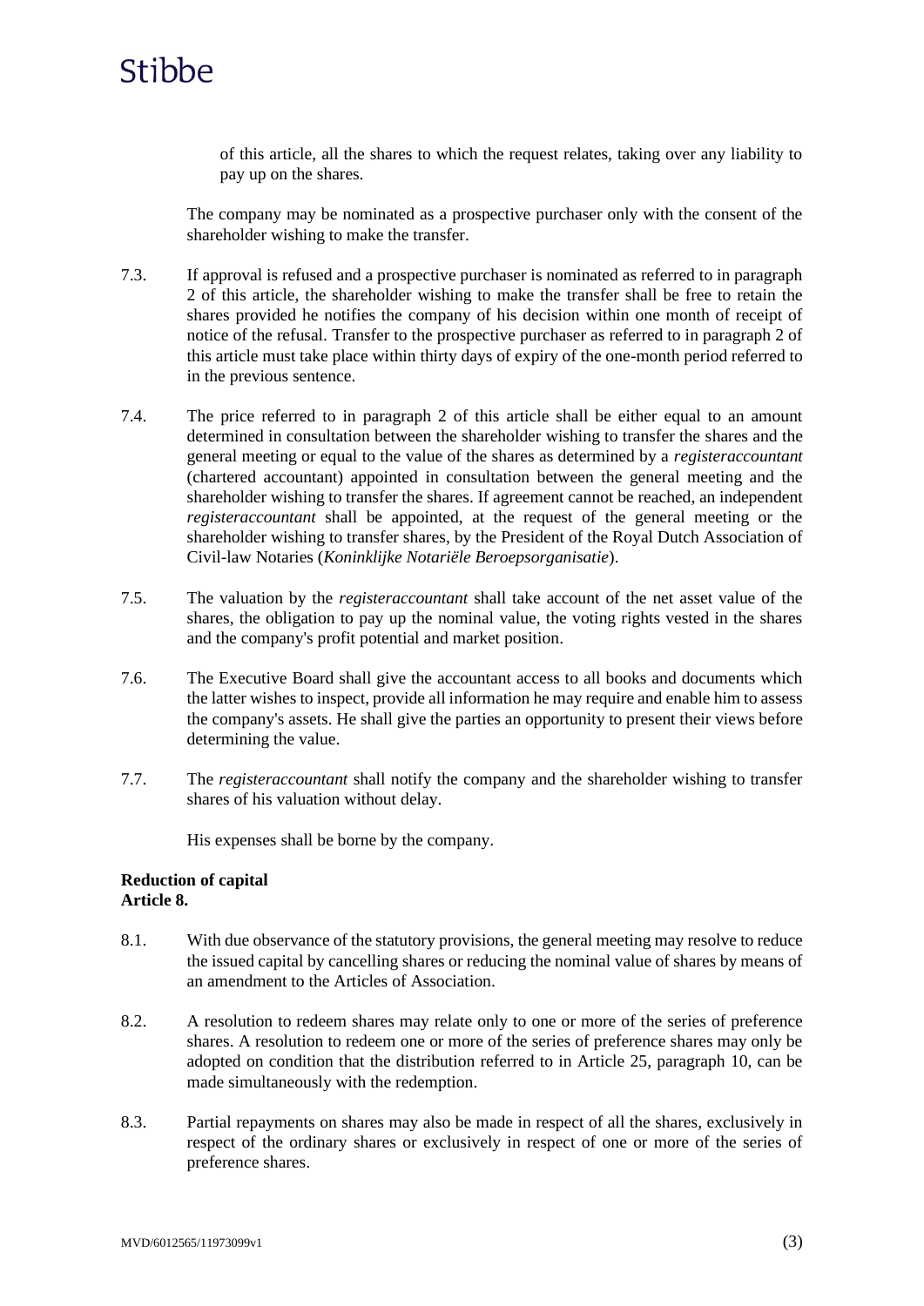of this article, all the shares to which the request relates, taking over any liability to pay up on the shares.

The company may be nominated as a prospective purchaser only with the consent of the shareholder wishing to make the transfer.

7.3. If approval is refused and a prospective purchaser is nominated as referred to in paragraph 2 of this article, the shareholder wishing to make the transfer shall be free to retain the shares provided he notifies the company of his decision within one month of receipt of notice of the refusal. Transfer to the prospective purchaser as referred to in paragraph 2 of this article must take place within thirty days of expiry of the one-month period referred to in the previous sentence.

7.4. The price referred to in paragraph 2 of this article shall be either equal to an amount determined in consultation between the shareholder wishing to transfer the shares and the general meeting or equal to the value of the shares as determined by a *registeraccountant* (chartered accountant) appointed in consultation between the general meeting and the shareholder wishing to transfer the shares. If agreement cannot be reached, an independent *registeraccountant* shall be appointed, at the request of the general meeting or the shareholder wishing to transfer shares, by the President of the Royal Dutch Association of Civil-law Notaries (*Koninklijke Notariële Beroepsorganisatie*).

7.5. The valuation by the *registeraccountant* shall take account of the net asset value of the shares, the obligation to pay up the nominal value, the voting rights vested in the shares and the company's profit potential and market position.

7.6. The Executive Board shall give the accountant access to all books and documents which the latter wishes to inspect, provide all information he may require and enable him to assess the company's assets. He shall give the parties an opportunity to present their views before determining the value.

7.7. The *registeraccountant* shall notify the company and the shareholder wishing to transfer shares of his valuation without delay.

His expenses shall be borne by the company.

**Reduction of capital**
**Article 8.**

8.1. With due observance of the statutory provisions, the general meeting may resolve to reduce the issued capital by cancelling shares or reducing the nominal value of shares by means of an amendment to the Articles of Association.

8.2. A resolution to redeem shares may relate only to one or more of the series of preference shares. A resolution to redeem one or more of the series of preference shares may only be adopted on condition that the distribution referred to in Article 25, paragraph 10, can be made simultaneously with the redemption.

8.3. Partial repayments on shares may also be made in respect of all the shares, exclusively in respect of the ordinary shares or exclusively in respect of one or more of the series of preference shares.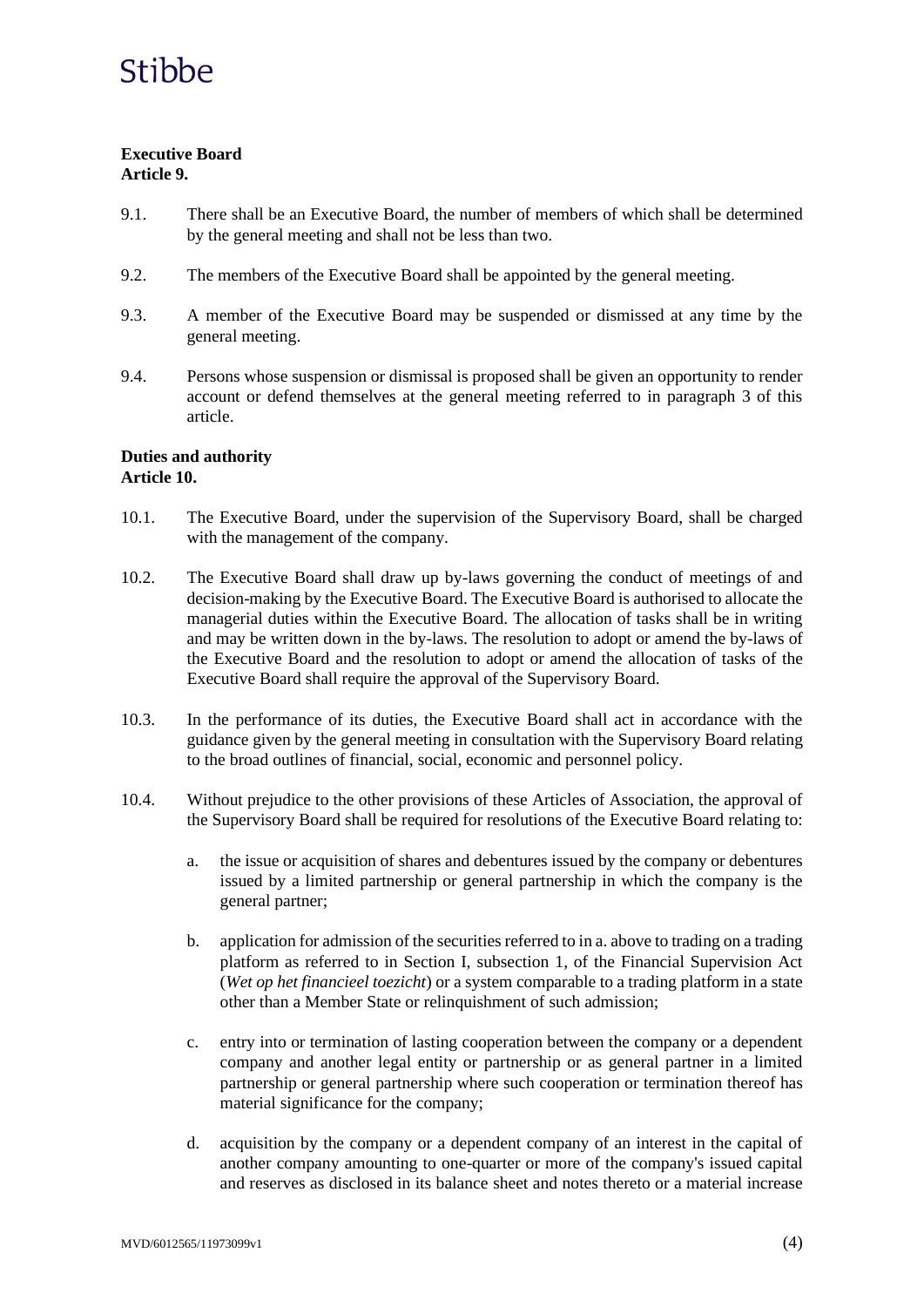**Executive Board**
**Article 9.**

9.1. There shall be an Executive Board, the number of members of which shall be determined by the general meeting and shall not be less than two.

9.2. The members of the Executive Board shall be appointed by the general meeting.

9.3. A member of the Executive Board may be suspended or dismissed at any time by the general meeting.

9.4. Persons whose suspension or dismissal is proposed shall be given an opportunity to render account or defend themselves at the general meeting referred to in paragraph 3 of this article.

**Duties and authority**
**Article 10.**

10.1. The Executive Board, under the supervision of the Supervisory Board, shall be charged with the management of the company.

10.2. The Executive Board shall draw up by-laws governing the conduct of meetings of and decision-making by the Executive Board. The Executive Board is authorised to allocate the managerial duties within the Executive Board. The allocation of tasks shall be in writing and may be written down in the by-laws. The resolution to adopt or amend the by-laws of the Executive Board and the resolution to adopt or amend the allocation of tasks of the Executive Board shall require the approval of the Supervisory Board.

10.3. In the performance of its duties, the Executive Board shall act in accordance with the guidance given by the general meeting in consultation with the Supervisory Board relating to the broad outlines of financial, social, economic and personnel policy.

10.4. Without prejudice to the other provisions of these Articles of Association, the approval of the Supervisory Board shall be required for resolutions of the Executive Board relating to:

a. the issue or acquisition of shares and debentures issued by the company or debentures issued by a limited partnership or general partnership in which the company is the general partner;

b. application for admission of the securities referred to in a. above to trading on a trading platform as referred to in Section I, subsection 1, of the Financial Supervision Act (*Wet op het financieel toezicht*) or a system comparable to a trading platform in a state other than a Member State or relinquishment of such admission;

c. entry into or termination of lasting cooperation between the company or a dependent company and another legal entity or partnership or as general partner in a limited partnership or general partnership where such cooperation or termination thereof has material significance for the company;

d. acquisition by the company or a dependent company of an interest in the capital of another company amounting to one-quarter or more of the company's issued capital and reserves as disclosed in its balance sheet and notes thereto or a material increase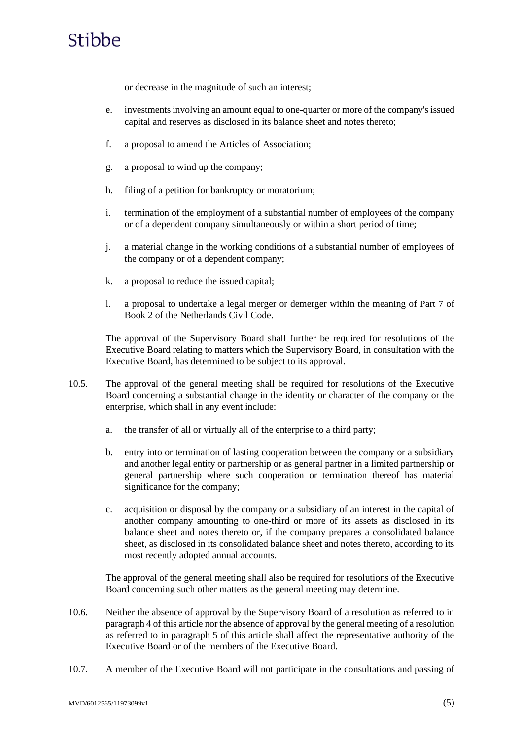or decrease in the magnitude of such an interest;

e. investments involving an amount equal to one-quarter or more of the company's issued capital and reserves as disclosed in its balance sheet and notes thereto;

f. a proposal to amend the Articles of Association;

g. a proposal to wind up the company;

h. filing of a petition for bankruptcy or moratorium;

i. termination of the employment of a substantial number of employees of the company or of a dependent company simultaneously or within a short period of time;

j. a material change in the working conditions of a substantial number of employees of the company or of a dependent company;

k. a proposal to reduce the issued capital;

l. a proposal to undertake a legal merger or demerger within the meaning of Part 7 of Book 2 of the Netherlands Civil Code.

The approval of the Supervisory Board shall further be required for resolutions of the Executive Board relating to matters which the Supervisory Board, in consultation with the Executive Board, has determined to be subject to its approval.

10.5. The approval of the general meeting shall be required for resolutions of the Executive Board concerning a substantial change in the identity or character of the company or the enterprise, which shall in any event include:

a. the transfer of all or virtually all of the enterprise to a third party;

b. entry into or termination of lasting cooperation between the company or a subsidiary and another legal entity or partnership or as general partner in a limited partnership or general partnership where such cooperation or termination thereof has material significance for the company;

c. acquisition or disposal by the company or a subsidiary of an interest in the capital of another company amounting to one-third or more of its assets as disclosed in its balance sheet and notes thereto or, if the company prepares a consolidated balance sheet, as disclosed in its consolidated balance sheet and notes thereto, according to its most recently adopted annual accounts.

The approval of the general meeting shall also be required for resolutions of the Executive Board concerning such other matters as the general meeting may determine.

10.6. Neither the absence of approval by the Supervisory Board of a resolution as referred to in paragraph 4 of this article nor the absence of approval by the general meeting of a resolution as referred to in paragraph 5 of this article shall affect the representative authority of the Executive Board or of the members of the Executive Board.

10.7. A member of the Executive Board will not participate in the consultations and passing of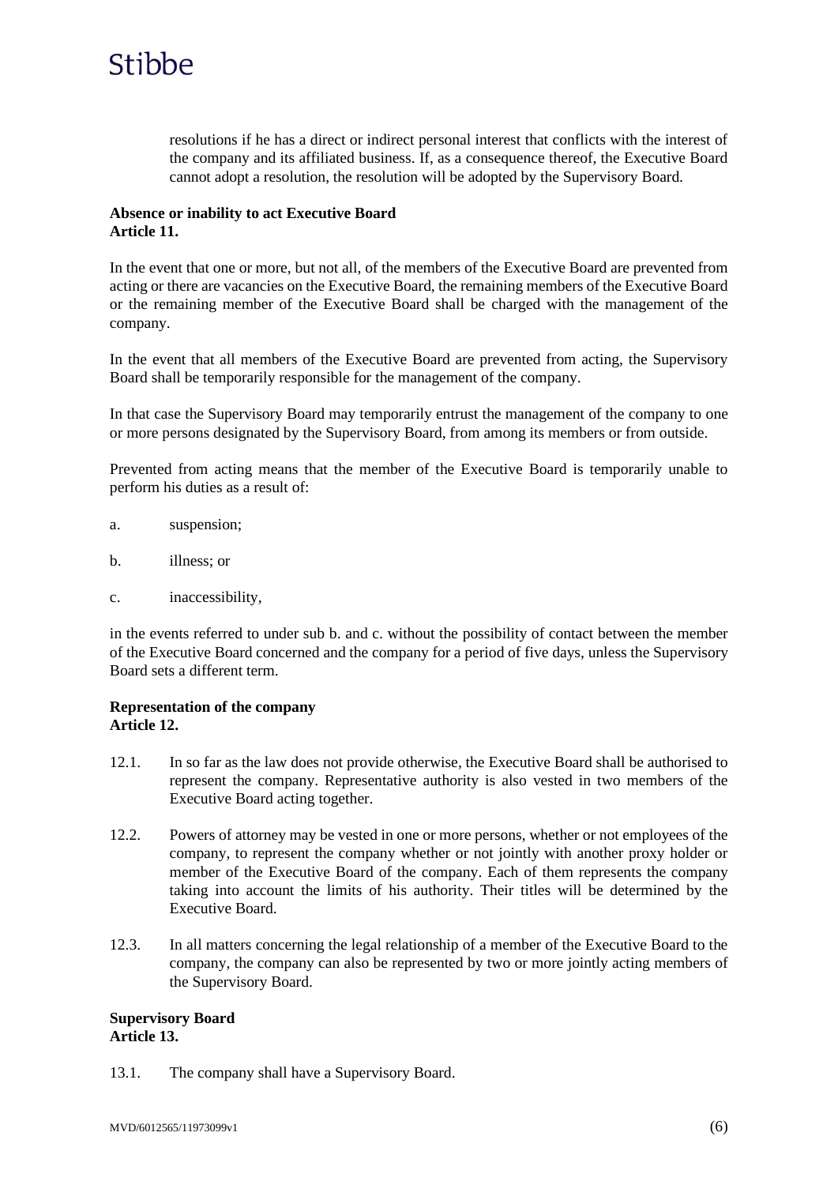resolutions if he has a direct or indirect personal interest that conflicts with the interest of the company and its affiliated business. If, as a consequence thereof, the Executive Board cannot adopt a resolution, the resolution will be adopted by the Supervisory Board.

**Absence or inability to act Executive Board**
**Article 11.**

In the event that one or more, but not all, of the members of the Executive Board are prevented from acting or there are vacancies on the Executive Board, the remaining members of the Executive Board or the remaining member of the Executive Board shall be charged with the management of the company.

In the event that all members of the Executive Board are prevented from acting, the Supervisory Board shall be temporarily responsible for the management of the company.

In that case the Supervisory Board may temporarily entrust the management of the company to one or more persons designated by the Supervisory Board, from among its members or from outside.

Prevented from acting means that the member of the Executive Board is temporarily unable to perform his duties as a result of:

a. suspension;

b. illness; or

c. inaccessibility,

in the events referred to under sub b. and c. without the possibility of contact between the member of the Executive Board concerned and the company for a period of five days, unless the Supervisory Board sets a different term.

**Representation of the company**
**Article 12.**

12.1. In so far as the law does not provide otherwise, the Executive Board shall be authorised to represent the company. Representative authority is also vested in two members of the Executive Board acting together.

12.2. Powers of attorney may be vested in one or more persons, whether or not employees of the company, to represent the company whether or not jointly with another proxy holder or member of the Executive Board of the company. Each of them represents the company taking into account the limits of his authority. Their titles will be determined by the Executive Board.

12.3. In all matters concerning the legal relationship of a member of the Executive Board to the company, the company can also be represented by two or more jointly acting members of the Supervisory Board.

**Supervisory Board**
**Article 13.**

13.1. The company shall have a Supervisory Board.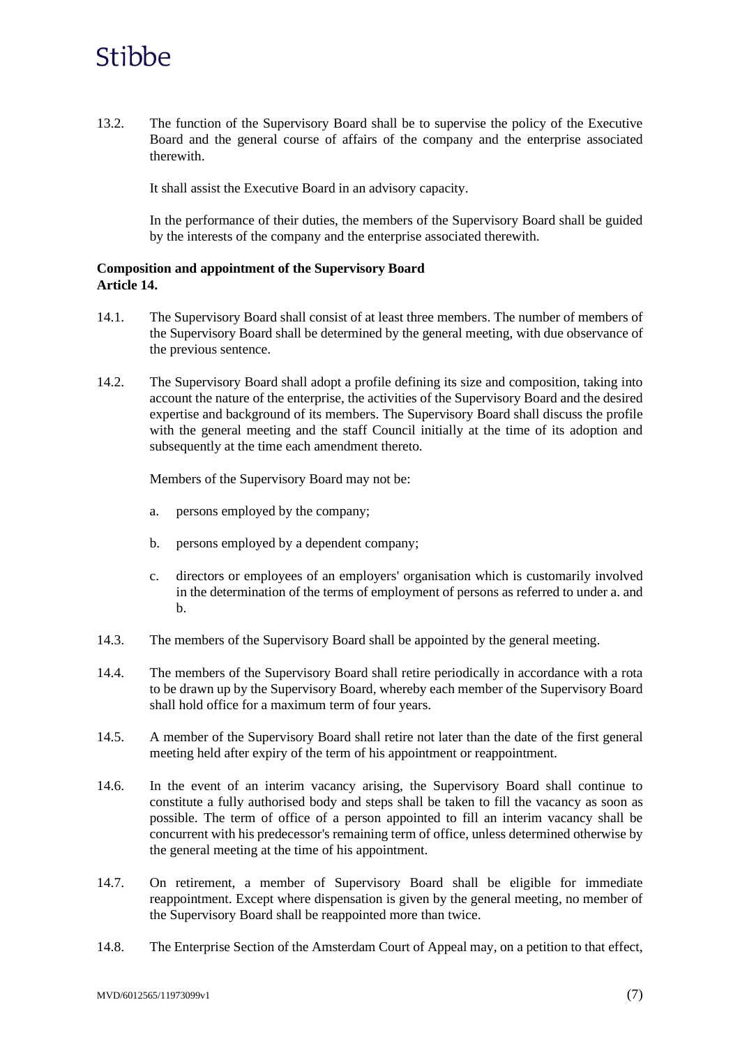13.2. The function of the Supervisory Board shall be to supervise the policy of the Executive Board and the general course of affairs of the company and the enterprise associated therewith.

It shall assist the Executive Board in an advisory capacity.

In the performance of their duties, the members of the Supervisory Board shall be guided by the interests of the company and the enterprise associated therewith.

**Composition and appointment of the Supervisory Board**
**Article 14.**

14.1. The Supervisory Board shall consist of at least three members. The number of members of the Supervisory Board shall be determined by the general meeting, with due observance of the previous sentence.

14.2. The Supervisory Board shall adopt a profile defining its size and composition, taking into account the nature of the enterprise, the activities of the Supervisory Board and the desired expertise and background of its members. The Supervisory Board shall discuss the profile with the general meeting and the staff Council initially at the time of its adoption and subsequently at the time each amendment thereto.

Members of the Supervisory Board may not be:

a. persons employed by the company;

b. persons employed by a dependent company;

c. directors or employees of an employers' organisation which is customarily involved in the determination of the terms of employment of persons as referred to under a. and b.

14.3. The members of the Supervisory Board shall be appointed by the general meeting.

14.4. The members of the Supervisory Board shall retire periodically in accordance with a rota to be drawn up by the Supervisory Board, whereby each member of the Supervisory Board shall hold office for a maximum term of four years.

14.5. A member of the Supervisory Board shall retire not later than the date of the first general meeting held after expiry of the term of his appointment or reappointment.

14.6. In the event of an interim vacancy arising, the Supervisory Board shall continue to constitute a fully authorised body and steps shall be taken to fill the vacancy as soon as possible. The term of office of a person appointed to fill an interim vacancy shall be concurrent with his predecessor's remaining term of office, unless determined otherwise by the general meeting at the time of his appointment.

14.7. On retirement, a member of Supervisory Board shall be eligible for immediate reappointment. Except where dispensation is given by the general meeting, no member of the Supervisory Board shall be reappointed more than twice.

14.8. The Enterprise Section of the Amsterdam Court of Appeal may, on a petition to that effect,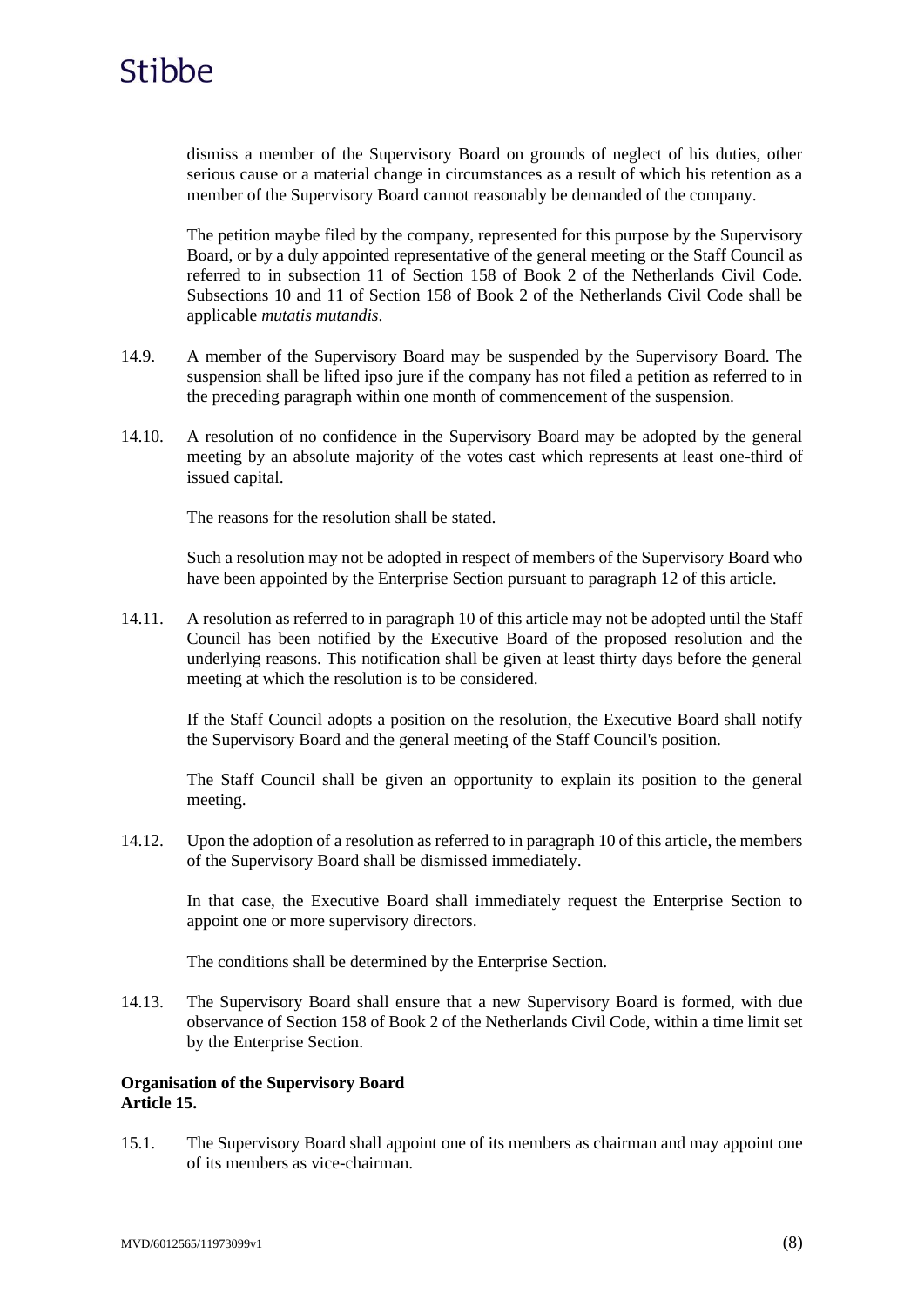dismiss a member of the Supervisory Board on grounds of neglect of his duties, other serious cause or a material change in circumstances as a result of which his retention as a member of the Supervisory Board cannot reasonably be demanded of the company.

The petition maybe filed by the company, represented for this purpose by the Supervisory Board, or by a duly appointed representative of the general meeting or the Staff Council as referred to in subsection 11 of Section 158 of Book 2 of the Netherlands Civil Code. Subsections 10 and 11 of Section 158 of Book 2 of the Netherlands Civil Code shall be applicable *mutatis mutandis*.

14.9. A member of the Supervisory Board may be suspended by the Supervisory Board. The suspension shall be lifted ipso jure if the company has not filed a petition as referred to in the preceding paragraph within one month of commencement of the suspension.

14.10. A resolution of no confidence in the Supervisory Board may be adopted by the general meeting by an absolute majority of the votes cast which represents at least one-third of issued capital.

The reasons for the resolution shall be stated.

Such a resolution may not be adopted in respect of members of the Supervisory Board who have been appointed by the Enterprise Section pursuant to paragraph 12 of this article.

14.11. A resolution as referred to in paragraph 10 of this article may not be adopted until the Staff Council has been notified by the Executive Board of the proposed resolution and the underlying reasons. This notification shall be given at least thirty days before the general meeting at which the resolution is to be considered.

If the Staff Council adopts a position on the resolution, the Executive Board shall notify the Supervisory Board and the general meeting of the Staff Council's position.

The Staff Council shall be given an opportunity to explain its position to the general meeting.

14.12. Upon the adoption of a resolution as referred to in paragraph 10 of this article, the members of the Supervisory Board shall be dismissed immediately.

In that case, the Executive Board shall immediately request the Enterprise Section to appoint one or more supervisory directors.

The conditions shall be determined by the Enterprise Section.

14.13. The Supervisory Board shall ensure that a new Supervisory Board is formed, with due observance of Section 158 of Book 2 of the Netherlands Civil Code, within a time limit set by the Enterprise Section.

**Organisation of the Supervisory Board**
**Article 15.**

15.1. The Supervisory Board shall appoint one of its members as chairman and may appoint one of its members as vice-chairman.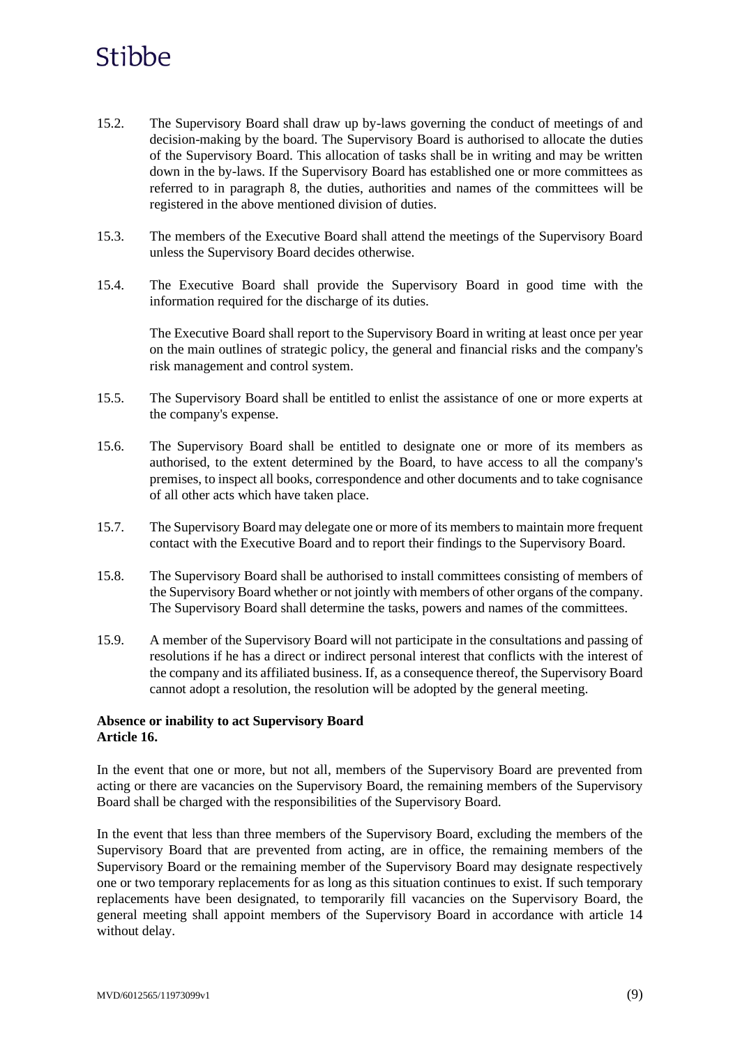15.2. The Supervisory Board shall draw up by-laws governing the conduct of meetings of and decision-making by the board. The Supervisory Board is authorised to allocate the duties of the Supervisory Board. This allocation of tasks shall be in writing and may be written down in the by-laws. If the Supervisory Board has established one or more committees as referred to in paragraph 8, the duties, authorities and names of the committees will be registered in the above mentioned division of duties.

15.3. The members of the Executive Board shall attend the meetings of the Supervisory Board unless the Supervisory Board decides otherwise.

15.4. The Executive Board shall provide the Supervisory Board in good time with the information required for the discharge of its duties.

The Executive Board shall report to the Supervisory Board in writing at least once per year on the main outlines of strategic policy, the general and financial risks and the company's risk management and control system.

15.5. The Supervisory Board shall be entitled to enlist the assistance of one or more experts at the company's expense.

15.6. The Supervisory Board shall be entitled to designate one or more of its members as authorised, to the extent determined by the Board, to have access to all the company's premises, to inspect all books, correspondence and other documents and to take cognisance of all other acts which have taken place.

15.7. The Supervisory Board may delegate one or more of its members to maintain more frequent contact with the Executive Board and to report their findings to the Supervisory Board.

15.8. The Supervisory Board shall be authorised to install committees consisting of members of the Supervisory Board whether or not jointly with members of other organs of the company. The Supervisory Board shall determine the tasks, powers and names of the committees.

15.9. A member of the Supervisory Board will not participate in the consultations and passing of resolutions if he has a direct or indirect personal interest that conflicts with the interest of the company and its affiliated business. If, as a consequence thereof, the Supervisory Board cannot adopt a resolution, the resolution will be adopted by the general meeting.

**Absence or inability to act Supervisory Board**
**Article 16.**

In the event that one or more, but not all, members of the Supervisory Board are prevented from acting or there are vacancies on the Supervisory Board, the remaining members of the Supervisory Board shall be charged with the responsibilities of the Supervisory Board.

In the event that less than three members of the Supervisory Board, excluding the members of the Supervisory Board that are prevented from acting, are in office, the remaining members of the Supervisory Board or the remaining member of the Supervisory Board may designate respectively one or two temporary replacements for as long as this situation continues to exist. If such temporary replacements have been designated, to temporarily fill vacancies on the Supervisory Board, the general meeting shall appoint members of the Supervisory Board in accordance with article 14 without delay.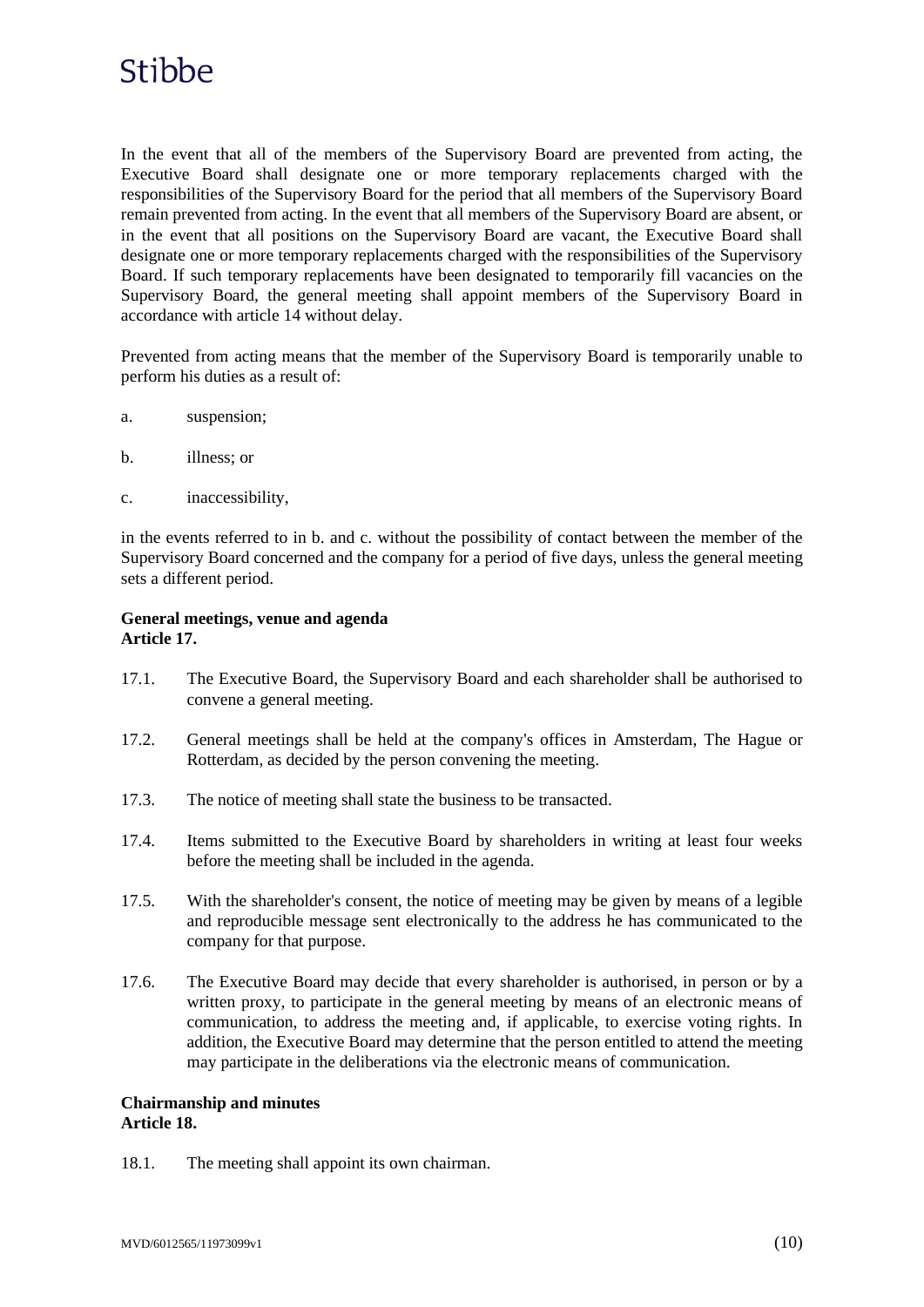In the event that all of the members of the Supervisory Board are prevented from acting, the Executive Board shall designate one or more temporary replacements charged with the responsibilities of the Supervisory Board for the period that all members of the Supervisory Board remain prevented from acting. In the event that all members of the Supervisory Board are absent, or in the event that all positions on the Supervisory Board are vacant, the Executive Board shall designate one or more temporary replacements charged with the responsibilities of the Supervisory Board. If such temporary replacements have been designated to temporarily fill vacancies on the Supervisory Board, the general meeting shall appoint members of the Supervisory Board in accordance with article 14 without delay.

Prevented from acting means that the member of the Supervisory Board is temporarily unable to perform his duties as a result of:

a. suspension;

b. illness; or

c. inaccessibility,

in the events referred to in b. and c. without the possibility of contact between the member of the Supervisory Board concerned and the company for a period of five days, unless the general meeting sets a different period.

**General meetings, venue and agenda**
**Article 17.**

17.1. The Executive Board, the Supervisory Board and each shareholder shall be authorised to convene a general meeting.

17.2. General meetings shall be held at the company's offices in Amsterdam, The Hague or Rotterdam, as decided by the person convening the meeting.

17.3. The notice of meeting shall state the business to be transacted.

17.4. Items submitted to the Executive Board by shareholders in writing at least four weeks before the meeting shall be included in the agenda.

17.5. With the shareholder's consent, the notice of meeting may be given by means of a legible and reproducible message sent electronically to the address he has communicated to the company for that purpose.

17.6. The Executive Board may decide that every shareholder is authorised, in person or by a written proxy, to participate in the general meeting by means of an electronic means of communication, to address the meeting and, if applicable, to exercise voting rights. In addition, the Executive Board may determine that the person entitled to attend the meeting may participate in the deliberations via the electronic means of communication.

**Chairmanship and minutes**
**Article 18.**

18.1. The meeting shall appoint its own chairman.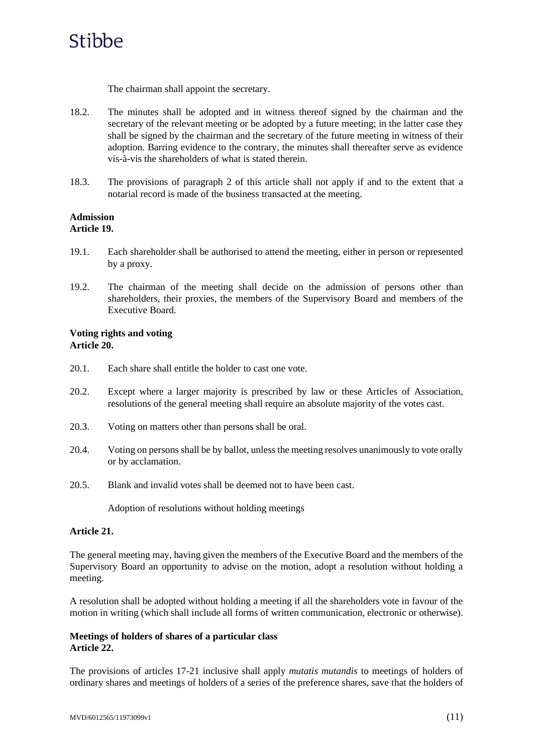The chairman shall appoint the secretary.

18.2. The minutes shall be adopted and in witness thereof signed by the chairman and the secretary of the relevant meeting or be adopted by a future meeting; in the latter case they shall be signed by the chairman and the secretary of the future meeting in witness of their adoption. Barring evidence to the contrary, the minutes shall thereafter serve as evidence vis-à-vis the shareholders of what is stated therein.

18.3. The provisions of paragraph 2 of this article shall not apply if and to the extent that a notarial record is made of the business transacted at the meeting.

**Admission**
**Article 19.**

19.1. Each shareholder shall be authorised to attend the meeting, either in person or represented by a proxy.

19.2. The chairman of the meeting shall decide on the admission of persons other than shareholders, their proxies, the members of the Supervisory Board and members of the Executive Board.

**Voting rights and voting**
**Article 20.**

20.1. Each share shall entitle the holder to cast one vote.

20.2. Except where a larger majority is prescribed by law or these Articles of Association, resolutions of the general meeting shall require an absolute majority of the votes cast.

20.3. Voting on matters other than persons shall be oral.

20.4. Voting on persons shall be by ballot, unless the meeting resolves unanimously to vote orally or by acclamation.

20.5. Blank and invalid votes shall be deemed not to have been cast.

Adoption of resolutions without holding meetings

**Article 21.**

The general meeting may, having given the members of the Executive Board and the members of the Supervisory Board an opportunity to advise on the motion, adopt a resolution without holding a meeting.

A resolution shall be adopted without holding a meeting if all the shareholders vote in favour of the motion in writing (which shall include all forms of written communication, electronic or otherwise).

**Meetings of holders of shares of a particular class**
**Article 22.**

The provisions of articles 17-21 inclusive shall apply *mutatis mutandis* to meetings of holders of ordinary shares and meetings of holders of a series of the preference shares, save that the holders of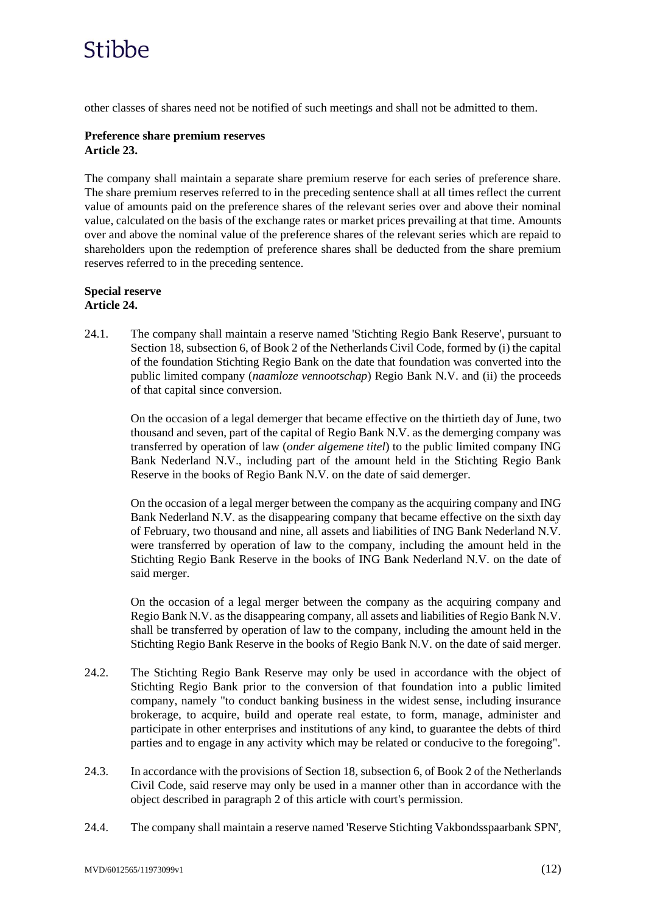other classes of shares need not be notified of such meetings and shall not be admitted to them.

**Preference share premium reserves**
**Article 23.**

The company shall maintain a separate share premium reserve for each series of preference share. The share premium reserves referred to in the preceding sentence shall at all times reflect the current value of amounts paid on the preference shares of the relevant series over and above their nominal value, calculated on the basis of the exchange rates or market prices prevailing at that time. Amounts over and above the nominal value of the preference shares of the relevant series which are repaid to shareholders upon the redemption of preference shares shall be deducted from the share premium reserves referred to in the preceding sentence.

**Special reserve**
**Article 24.**

24.1. The company shall maintain a reserve named 'Stichting Regio Bank Reserve', pursuant to Section 18, subsection 6, of Book 2 of the Netherlands Civil Code, formed by (i) the capital of the foundation Stichting Regio Bank on the date that foundation was converted into the public limited company (*naamloze vennootschap*) Regio Bank N.V. and (ii) the proceeds of that capital since conversion.

On the occasion of a legal demerger that became effective on the thirtieth day of June, two thousand and seven, part of the capital of Regio Bank N.V. as the demerging company was transferred by operation of law (*onder algemene titel*) to the public limited company ING Bank Nederland N.V., including part of the amount held in the Stichting Regio Bank Reserve in the books of Regio Bank N.V. on the date of said demerger.

On the occasion of a legal merger between the company as the acquiring company and ING Bank Nederland N.V. as the disappearing company that became effective on the sixth day of February, two thousand and nine, all assets and liabilities of ING Bank Nederland N.V. were transferred by operation of law to the company, including the amount held in the Stichting Regio Bank Reserve in the books of ING Bank Nederland N.V. on the date of said merger.

On the occasion of a legal merger between the company as the acquiring company and Regio Bank N.V. as the disappearing company, all assets and liabilities of Regio Bank N.V. shall be transferred by operation of law to the company, including the amount held in the Stichting Regio Bank Reserve in the books of Regio Bank N.V. on the date of said merger.

24.2. The Stichting Regio Bank Reserve may only be used in accordance with the object of Stichting Regio Bank prior to the conversion of that foundation into a public limited company, namely "to conduct banking business in the widest sense, including insurance brokerage, to acquire, build and operate real estate, to form, manage, administer and participate in other enterprises and institutions of any kind, to guarantee the debts of third parties and to engage in any activity which may be related or conducive to the foregoing".

24.3. In accordance with the provisions of Section 18, subsection 6, of Book 2 of the Netherlands Civil Code, said reserve may only be used in a manner other than in accordance with the object described in paragraph 2 of this article with court's permission.

24.4. The company shall maintain a reserve named 'Reserve Stichting Vakbondsspaarbank SPN',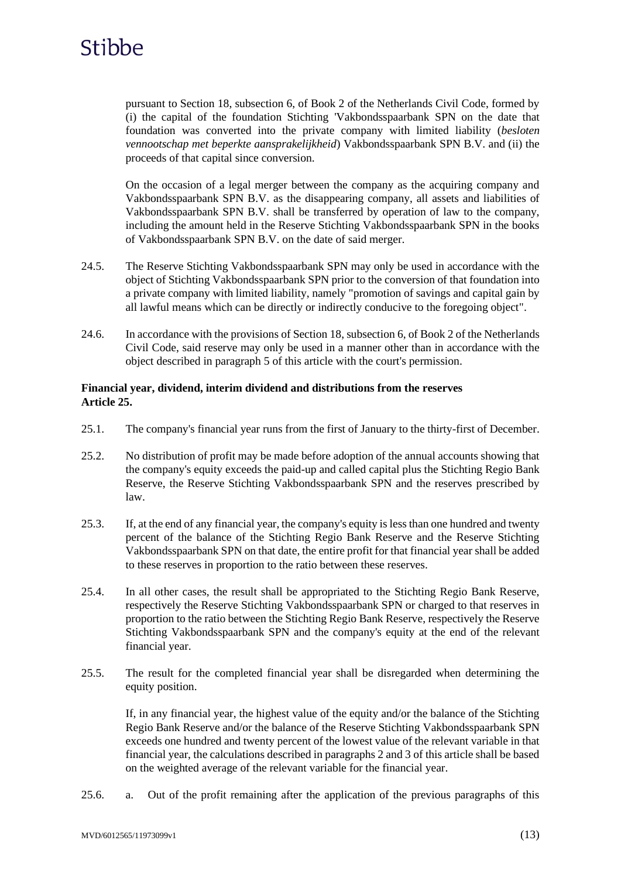pursuant to Section 18, subsection 6, of Book 2 of the Netherlands Civil Code, formed by (i) the capital of the foundation Stichting 'Vakbondsspaarbank SPN on the date that foundation was converted into the private company with limited liability (*besloten vennootschap met beperkte aansprakelijkheid*) Vakbondsspaarbank SPN B.V. and (ii) the proceeds of that capital since conversion.

On the occasion of a legal merger between the company as the acquiring company and Vakbondsspaarbank SPN B.V. as the disappearing company, all assets and liabilities of Vakbondsspaarbank SPN B.V. shall be transferred by operation of law to the company, including the amount held in the Reserve Stichting Vakbondsspaarbank SPN in the books of Vakbondsspaarbank SPN B.V. on the date of said merger.

24.5. The Reserve Stichting Vakbondsspaarbank SPN may only be used in accordance with the object of Stichting Vakbondsspaarbank SPN prior to the conversion of that foundation into a private company with limited liability, namely "promotion of savings and capital gain by all lawful means which can be directly or indirectly conducive to the foregoing object".

24.6. In accordance with the provisions of Section 18, subsection 6, of Book 2 of the Netherlands Civil Code, said reserve may only be used in a manner other than in accordance with the object described in paragraph 5 of this article with the court's permission.

**Financial year, dividend, interim dividend and distributions from the reserves**
**Article 25.**

25.1. The company's financial year runs from the first of January to the thirty-first of December.

25.2. No distribution of profit may be made before adoption of the annual accounts showing that the company's equity exceeds the paid-up and called capital plus the Stichting Regio Bank Reserve, the Reserve Stichting Vakbondsspaarbank SPN and the reserves prescribed by law.

25.3. If, at the end of any financial year, the company's equity is less than one hundred and twenty percent of the balance of the Stichting Regio Bank Reserve and the Reserve Stichting Vakbondsspaarbank SPN on that date, the entire profit for that financial year shall be added to these reserves in proportion to the ratio between these reserves.

25.4. In all other cases, the result shall be appropriated to the Stichting Regio Bank Reserve, respectively the Reserve Stichting Vakbondsspaarbank SPN or charged to that reserves in proportion to the ratio between the Stichting Regio Bank Reserve, respectively the Reserve Stichting Vakbondsspaarbank SPN and the company's equity at the end of the relevant financial year.

25.5. The result for the completed financial year shall be disregarded when determining the equity position.

If, in any financial year, the highest value of the equity and/or the balance of the Stichting Regio Bank Reserve and/or the balance of the Reserve Stichting Vakbondsspaarbank SPN exceeds one hundred and twenty percent of the lowest value of the relevant variable in that financial year, the calculations described in paragraphs 2 and 3 of this article shall be based on the weighted average of the relevant variable for the financial year.

25.6. a. Out of the profit remaining after the application of the previous paragraphs of this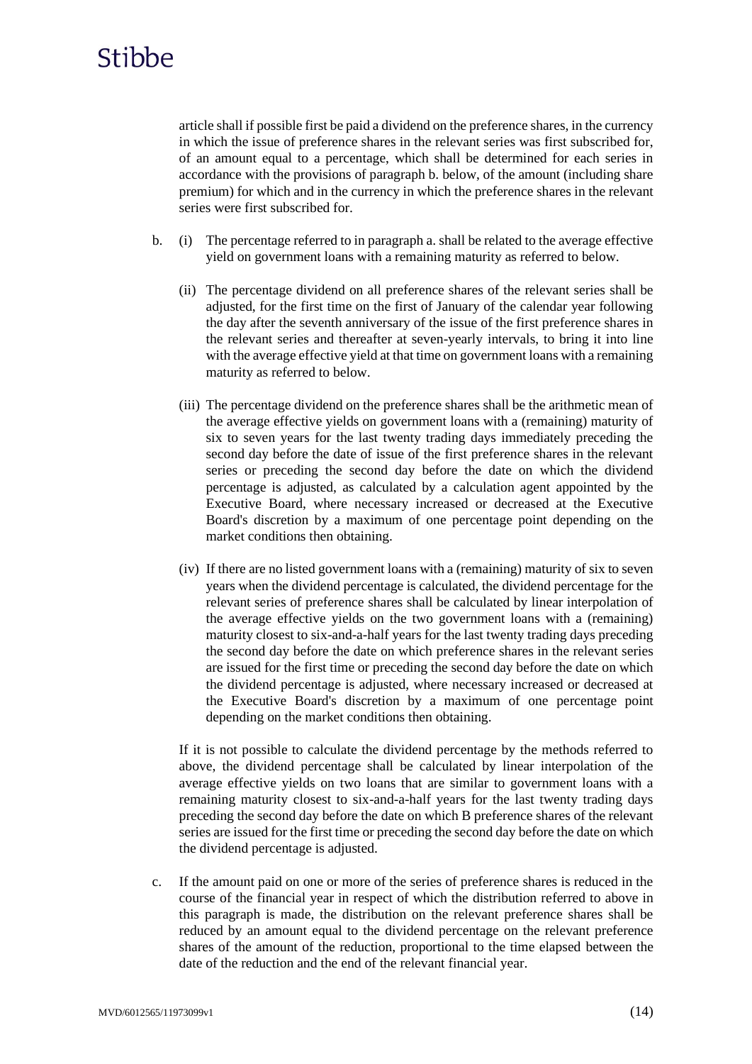article shall if possible first be paid a dividend on the preference shares, in the currency in which the issue of preference shares in the relevant series was first subscribed for, of an amount equal to a percentage, which shall be determined for each series in accordance with the provisions of paragraph b. below, of the amount (including share premium) for which and in the currency in which the preference shares in the relevant series were first subscribed for.

b. (i) The percentage referred to in paragraph a. shall be related to the average effective yield on government loans with a remaining maturity as referred to below.

   (ii) The percentage dividend on all preference shares of the relevant series shall be adjusted, for the first time on the first of January of the calendar year following the day after the seventh anniversary of the issue of the first preference shares in the relevant series and thereafter at seven-yearly intervals, to bring it into line with the average effective yield at that time on government loans with a remaining maturity as referred to below.

   (iii) The percentage dividend on the preference shares shall be the arithmetic mean of the average effective yields on government loans with a (remaining) maturity of six to seven years for the last twenty trading days immediately preceding the second day before the date of issue of the first preference shares in the relevant series or preceding the second day before the date on which the dividend percentage is adjusted, as calculated by a calculation agent appointed by the Executive Board, where necessary increased or decreased at the Executive Board's discretion by a maximum of one percentage point depending on the market conditions then obtaining.

   (iv) If there are no listed government loans with a (remaining) maturity of six to seven years when the dividend percentage is calculated, the dividend percentage for the relevant series of preference shares shall be calculated by linear interpolation of the average effective yields on the two government loans with a (remaining) maturity closest to six-and-a-half years for the last twenty trading days preceding the second day before the date on which preference shares in the relevant series are issued for the first time or preceding the second day before the date on which the dividend percentage is adjusted, where necessary increased or decreased at the Executive Board's discretion by a maximum of one percentage point depending on the market conditions then obtaining.

   If it is not possible to calculate the dividend percentage by the methods referred to above, the dividend percentage shall be calculated by linear interpolation of the average effective yields on two loans that are similar to government loans with a remaining maturity closest to six-and-a-half years for the last twenty trading days preceding the second day before the date on which B preference shares of the relevant series are issued for the first time or preceding the second day before the date on which the dividend percentage is adjusted.

c. If the amount paid on one or more of the series of preference shares is reduced in the course of the financial year in respect of which the distribution referred to above in this paragraph is made, the distribution on the relevant preference shares shall be reduced by an amount equal to the dividend percentage on the relevant preference shares of the amount of the reduction, proportional to the time elapsed between the date of the reduction and the end of the relevant financial year.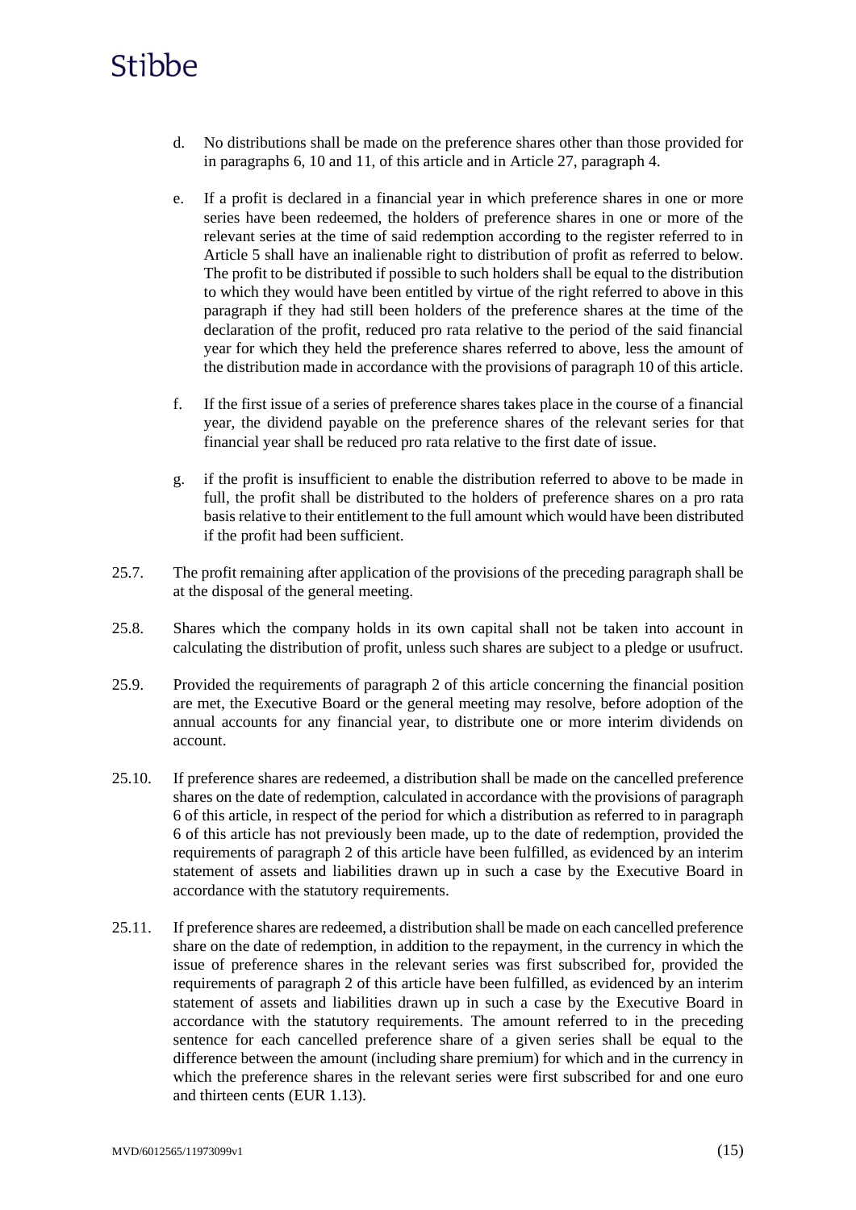d. No distributions shall be made on the preference shares other than those provided for in paragraphs 6, 10 and 11, of this article and in Article 27, paragraph 4.

e. If a profit is declared in a financial year in which preference shares in one or more series have been redeemed, the holders of preference shares in one or more of the relevant series at the time of said redemption according to the register referred to in Article 5 shall have an inalienable right to distribution of profit as referred to below. The profit to be distributed if possible to such holders shall be equal to the distribution to which they would have been entitled by virtue of the right referred to above in this paragraph if they had still been holders of the preference shares at the time of the declaration of the profit, reduced pro rata relative to the period of the said financial year for which they held the preference shares referred to above, less the amount of the distribution made in accordance with the provisions of paragraph 10 of this article.

f. If the first issue of a series of preference shares takes place in the course of a financial year, the dividend payable on the preference shares of the relevant series for that financial year shall be reduced pro rata relative to the first date of issue.

g. if the profit is insufficient to enable the distribution referred to above to be made in full, the profit shall be distributed to the holders of preference shares on a pro rata basis relative to their entitlement to the full amount which would have been distributed if the profit had been sufficient.

25.7. The profit remaining after application of the provisions of the preceding paragraph shall be at the disposal of the general meeting.

25.8. Shares which the company holds in its own capital shall not be taken into account in calculating the distribution of profit, unless such shares are subject to a pledge or usufruct.

25.9. Provided the requirements of paragraph 2 of this article concerning the financial position are met, the Executive Board or the general meeting may resolve, before adoption of the annual accounts for any financial year, to distribute one or more interim dividends on account.

25.10. If preference shares are redeemed, a distribution shall be made on the cancelled preference shares on the date of redemption, calculated in accordance with the provisions of paragraph 6 of this article, in respect of the period for which a distribution as referred to in paragraph 6 of this article has not previously been made, up to the date of redemption, provided the requirements of paragraph 2 of this article have been fulfilled, as evidenced by an interim statement of assets and liabilities drawn up in such a case by the Executive Board in accordance with the statutory requirements.

25.11. If preference shares are redeemed, a distribution shall be made on each cancelled preference share on the date of redemption, in addition to the repayment, in the currency in which the issue of preference shares in the relevant series was first subscribed for, provided the requirements of paragraph 2 of this article have been fulfilled, as evidenced by an interim statement of assets and liabilities drawn up in such a case by the Executive Board in accordance with the statutory requirements. The amount referred to in the preceding sentence for each cancelled preference share of a given series shall be equal to the difference between the amount (including share premium) for which and in the currency in which the preference shares in the relevant series were first subscribed for and one euro and thirteen cents (EUR 1.13).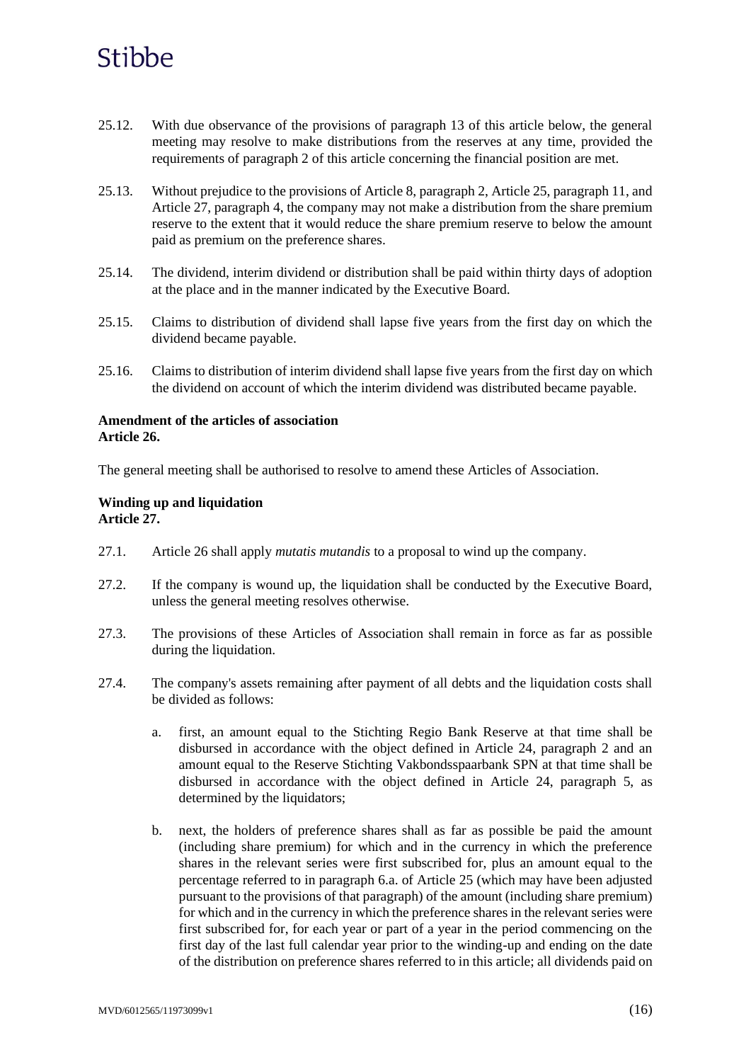25.12. With due observance of the provisions of paragraph 13 of this article below, the general meeting may resolve to make distributions from the reserves at any time, provided the requirements of paragraph 2 of this article concerning the financial position are met.

25.13. Without prejudice to the provisions of Article 8, paragraph 2, Article 25, paragraph 11, and Article 27, paragraph 4, the company may not make a distribution from the share premium reserve to the extent that it would reduce the share premium reserve to below the amount paid as premium on the preference shares.

25.14. The dividend, interim dividend or distribution shall be paid within thirty days of adoption at the place and in the manner indicated by the Executive Board.

25.15. Claims to distribution of dividend shall lapse five years from the first day on which the dividend became payable.

25.16. Claims to distribution of interim dividend shall lapse five years from the first day on which the dividend on account of which the interim dividend was distributed became payable.

**Amendment of the articles of association**
**Article 26.**

The general meeting shall be authorised to resolve to amend these Articles of Association.

**Winding up and liquidation**
**Article 27.**

27.1. Article 26 shall apply *mutatis mutandis* to a proposal to wind up the company.

27.2. If the company is wound up, the liquidation shall be conducted by the Executive Board, unless the general meeting resolves otherwise.

27.3. The provisions of these Articles of Association shall remain in force as far as possible during the liquidation.

27.4. The company's assets remaining after payment of all debts and the liquidation costs shall be divided as follows:

a. first, an amount equal to the Stichting Regio Bank Reserve at that time shall be disbursed in accordance with the object defined in Article 24, paragraph 2 and an amount equal to the Reserve Stichting Vakbondsspaarbank SPN at that time shall be disbursed in accordance with the object defined in Article 24, paragraph 5, as determined by the liquidators;

b. next, the holders of preference shares shall as far as possible be paid the amount (including share premium) for which and in the currency in which the preference shares in the relevant series were first subscribed for, plus an amount equal to the percentage referred to in paragraph 6.a. of Article 25 (which may have been adjusted pursuant to the provisions of that paragraph) of the amount (including share premium) for which and in the currency in which the preference shares in the relevant series were first subscribed for, for each year or part of a year in the period commencing on the first day of the last full calendar year prior to the winding-up and ending on the date of the distribution on preference shares referred to in this article; all dividends paid on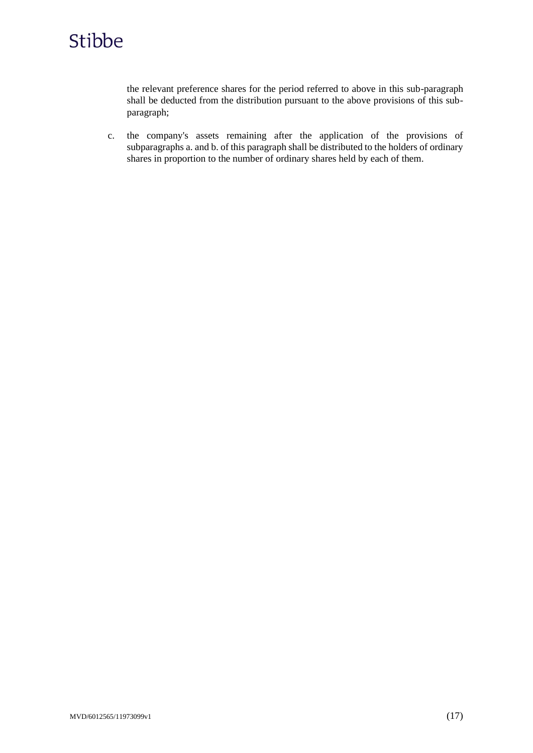the relevant preference shares for the period referred to above in this sub-paragraph shall be deducted from the distribution pursuant to the above provisions of this sub-paragraph;

c. the company's assets remaining after the application of the provisions of subparagraphs a. and b. of this paragraph shall be distributed to the holders of ordinary shares in proportion to the number of ordinary shares held by each of them.